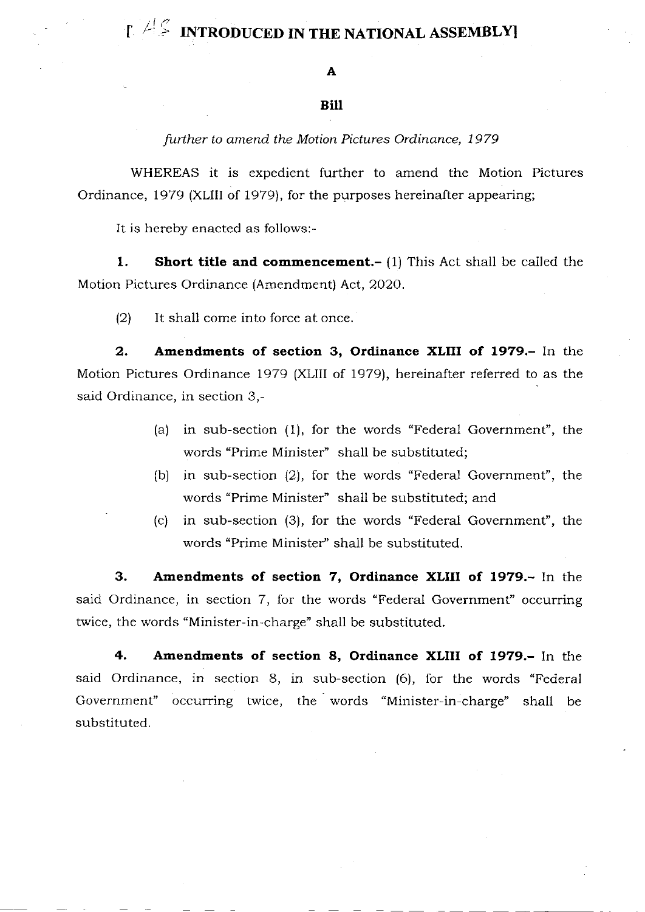# [ AS INTRODUCED IN THE NATIONAL ASSEMBLY]

**A**

**Bill**

*further to amend the Motion Pictures Ordinance, 1979*

WHEREAS it is expedient further to amend the Motion Pictures Ordinance, 1979 (XLIII of 1979), for the purposes hereinafter appearing;

It is hereby enacted as follows:-

**1. Short title and commencement.-** (1) This Act shall be called the Motion Pictures Ordinance (Amendment) Act, 2020.

(2) It shall come into force at once.

**2. Amendments of section 3, Ordinance XLIII of 1979.-** In the Motion Pictures Ordinance 1979 (XLIII of 1979), hereinafter referred to as the said Ordinance, in section 3,-

(a) in sub-section (1), for the words "Federal Government", the words "Prime Minister" shall be substituted;

(b) in sub-section (2), for the words "Federal Government", the words "Prime Minister" shall be substituted; and

(c) in sub-section (3), for the words "Federal Government", the words "Prime Minister" shall be substituted.

**3. Amendments of section 7, Ordinance XLIII of 1979.-** In the said Ordinance, in section 7, for the words "Federal Government" occurring twice, the words "Minister-in-charge" shall be substituted.

**4. Amendments of section 8, Ordinance XLIII of 1979.-** In the said Ordinance, in section 8, in sub-section (6), for the words "Federal Government" occurring twice, the words "Minister-in-charge" shall be substituted.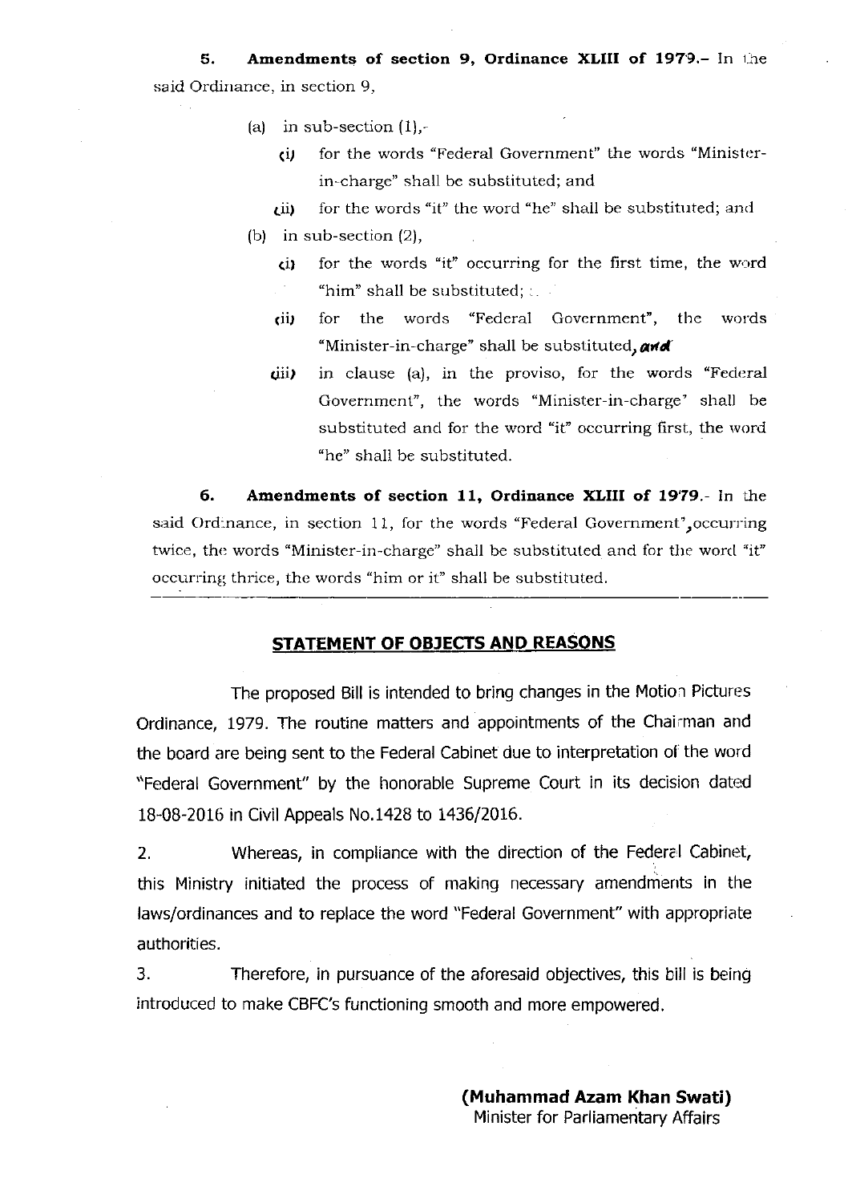**5. Amendments of section 9, Ordinance XLIII of 1979.**- In the said Ordinance, in section 9,

(a) in sub-section (1),-

(i) for the words "Federal Government" the words "Minister-in-charge" shall be substituted; and

(ii) for the words "it" the word "he" shall be substituted; and

(b) in sub-section (2),

(i) for the words "it" occurring for the first time, the word "him" shall be substituted;

(ii) for the words "Federal Government", the words "Minister-in-charge" shall be substituted, ***and***

(iii) in clause (a), in the proviso, for the words "Federal Government", the words "Minister-in-charge" shall be substituted and for the word "it" occurring first, the word "he" shall be substituted.

**6. Amendments of section 11, Ordinance XLIII of 1979.**- In the said Ordinance, in section 11, for the words "Federal Government", occurring twice, the words "Minister-in-charge" shall be substituted and for the word "it" occurring thrice, the words "him or it" shall be substituted.

---

## STATEMENT OF OBJECTS AND REASONS

The proposed Bill is intended to bring changes in the Motion Pictures Ordinance, 1979. The routine matters and appointments of the Chairman and the board are being sent to the Federal Cabinet due to interpretation of the word "Federal Government" by the honorable Supreme Court in its decision dated 18-08-2016 in Civil Appeals No.1428 to 1436/2016.

2. Whereas, in compliance with the direction of the Federal Cabinet, this Ministry initiated the process of making necessary amendments in the laws/ordinances and to replace the word "Federal Government" with appropriate authorities.

3. Therefore, in pursuance of the aforesaid objectives, this bill is being introduced to make CBFC's functioning smooth and more empowered.

**(Muhammad Azam Khan Swati)**
Minister for Parliamentary Affairs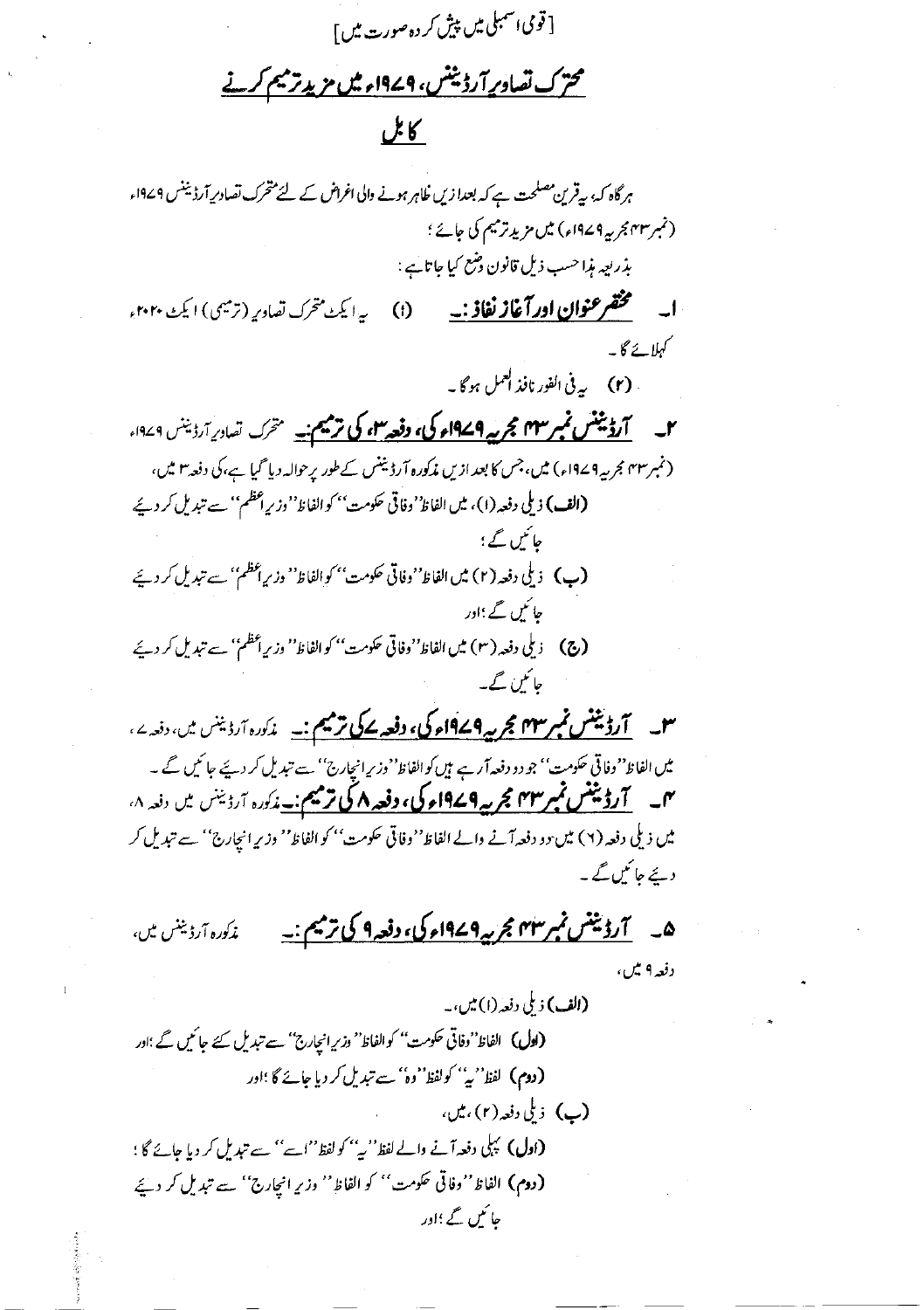[قومی اسمبلی میں پیش کردہ صورت میں]

## متحرک تصاویر آرڈیننس، ۱۹۷۹ء میں مزید ترمیم کرنے کا بل

ہرگاہ کہ، یہ قرین مصلحت ہے کہ بعدازیں ظاہر ہونے والی اغراض کے لئے متحرک تصاویر آرڈیننس ۱۹۷۹ء (نمبر ۴۳ مجریہ ۱۹۷۹ء) میں مزید ترمیم کی جائے؛

بذریعہ ہذا حسب ذیل قانون وضع کیا جاتا ہے:

**۱۔ مختصر عنوان اور آغاز نفاذ:۔** (۱) یہ ایکٹ متحرک تصاویر (ترمیمی) ایکٹ ۲۰۲۰ء کہلائے گا۔

(۲) یہ فی الفور نافذ العمل ہوگا۔

**۲۔ آرڈیننس نمبر ۴۳ مجریہ ۱۹۷۹ء کی، دفعہ ۳، کی ترمیم:۔** متحرک تصاویر آرڈیننس ۱۹۷۹ء (نمبر ۴۳ مجریہ ۱۹۷۹ء) میں، جس کا بعدازیں مذکورہ آرڈیننس کے طور پر حوالہ دیا گیا ہے، کی دفعہ ۳ میں،

**(الف)** ذیلی دفعہ (۱)، میں الفاظ ''وفاقی حکومت'' کو الفاظ ''وزیراعظم'' سے تبدیل کر دیئے جائیں گے؛

**(ب)** ذیلی دفعہ (۲) میں الفاظ ''وفاقی حکومت'' کو الفاظ ''وزیراعظم'' سے تبدیل کر دیئے جائیں گے؛اور

**(ج)** ذیلی دفعہ (۳) میں الفاظ ''وفاقی حکومت'' کو الفاظ ''وزیراعظم'' سے تبدیل کر دیئے جائیں گے۔

**۳۔ آرڈیننس نمبر ۴۳ مجریہ ۱۹۷۹ء کی، دفعہ ۷ کی ترمیم:۔** مذکورہ آرڈیننس میں، دفعہ ۷، میں الفاظ ''وفاقی حکومت'' جو دو دفعہ آرہے ہیں کو الفاظ ''وزیرانچارج'' سے تبدیل کر دیئے جائیں گے۔

**۴۔ آرڈیننس نمبر ۴۳ مجریہ ۱۹۷۹ء کی، دفعہ ۸ کی ترمیم:۔** مذکورہ آرڈیننس میں دفعہ ۸، میں ذیلی دفعہ (۲) میں دو دفعہ آنے والے الفاظ ''وفاقی حکومت'' کو الفاظ ''وزیرانچارج'' سے تبدیل کر دیئے جائیں گے۔

**۵۔ آرڈیننس نمبر ۴۳ مجریہ ۱۹۷۹ء کی، دفعہ ۹ کی ترمیم:۔** مذکورہ آرڈیننس میں، دفعہ ۹ میں،

**(الف)** ذیلی دفعہ (۱) میں،۔

**(اول)** الفاظ ''وفاقی حکومت'' کو الفاظ ''وزیرانچارج'' سے تبدیل کئے جائیں گے؛اور

**(دوم)** لفظ ''یہ'' کو لفظ ''وہ'' سے تبدیل کر دیا جائے گا؛اور

**(ب)** ذیلی دفعہ (۲)، میں،

**(اول)** پہلی دفعہ آنے والے لفظ ''یہ'' کو لفظ ''اسے'' سے تبدیل کر دیا جائے گا؛

**(دوم)** الفاظ ''وفاقی حکومت'' کو الفاظ ''وزیرانچارج'' سے تبدیل کر دیئے جائیں گے؛اور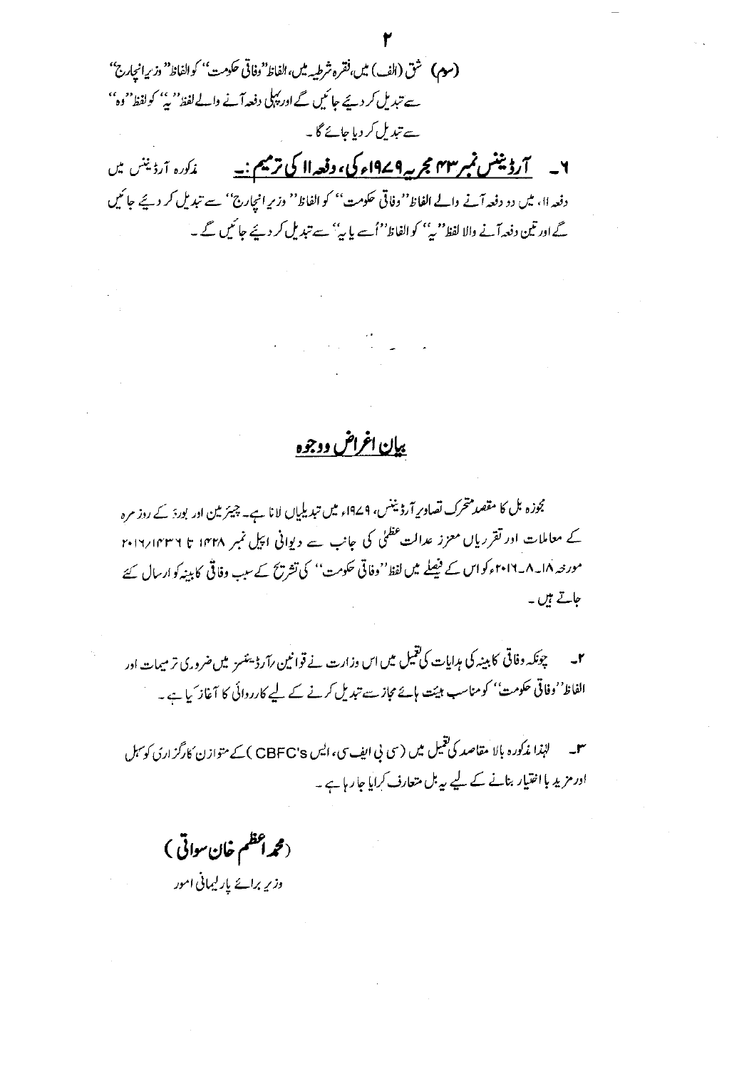(سوم) شق (الف) میں، فقرہ شرطیہ میں، الفاظ "وفاقی حکومت" کو الفاظ "وزیر انچارج" سے تبدیل کر دیئے جائیں گے اور پہلی دفعہ آنے والے لفظ "یہ" کو لفظ "وہ" سے تبدیل کر دیا جائے گا۔

۶۔ **آرڈیننس نمبر ۴۳ مجریہ ۱۹۷۹ء کی، دفعہ ۱۱ کی ترمیم:۔** مذکورہ آرڈیننس میں دفعہ ۱۱، میں دو دفعہ آنے والے الفاظ "وفاقی حکومت" کو الفاظ "وزیر انچارج" سے تبدیل کر دیئے جائیں گے اور تین دفعہ آنے والا لفظ "یہ" کو الفاظ "اُسے یا یہ" سے تبدیل کر دیئے جائیں گے۔

## بیان اغراض ووجوہ

مجوزہ بل کا مقصد متحرک تصاویر آرڈیننس، ۱۹۷۹ء میں تبدیلیاں لانا ہے۔ چیئرمین اور بورڈ کے روزمرہ کے معاملات اور تقرریاں معزز عدالت عظمیٰ کی جانب سے دیوانی اپیل نمبر ۱۴۲۸ تا ۲۰۱۶/۱۴۳۶ مورخہ ۱۸۔۸۔۲۰۱۶ء کو اس کے فیصلے میں لفظ "وفاقی حکومت" کی تشریح کے سبب وفاقی کابینہ کو ارسال کیے جاتے ہیں۔

۲۔ چونکہ وفاقی کابینہ کی ہدایات کی تعمیل میں اس وزارت نے قوانین / آرڈیننسز میں ضروری ترمیمات اور الفاظ "وفاقی حکومت" کو مناسب ہیئت ہائے مجاز سے تبدیل کرنے کے لیے کارروائی کا آغاز کیا ہے۔

۳۔ لہٰذا مذکورہ بالا مقاصد کی تعمیل میں (سی بی ایف سی، ایس CBFC's) کے متوازن کارگزاری کو سہل اور مزید با اختیار بنانے کے لیے یہ بل متعارف کرایا جا رہا ہے۔

(محمد اعظم خان سواتی)

وزیر برائے پارلیمانی امور